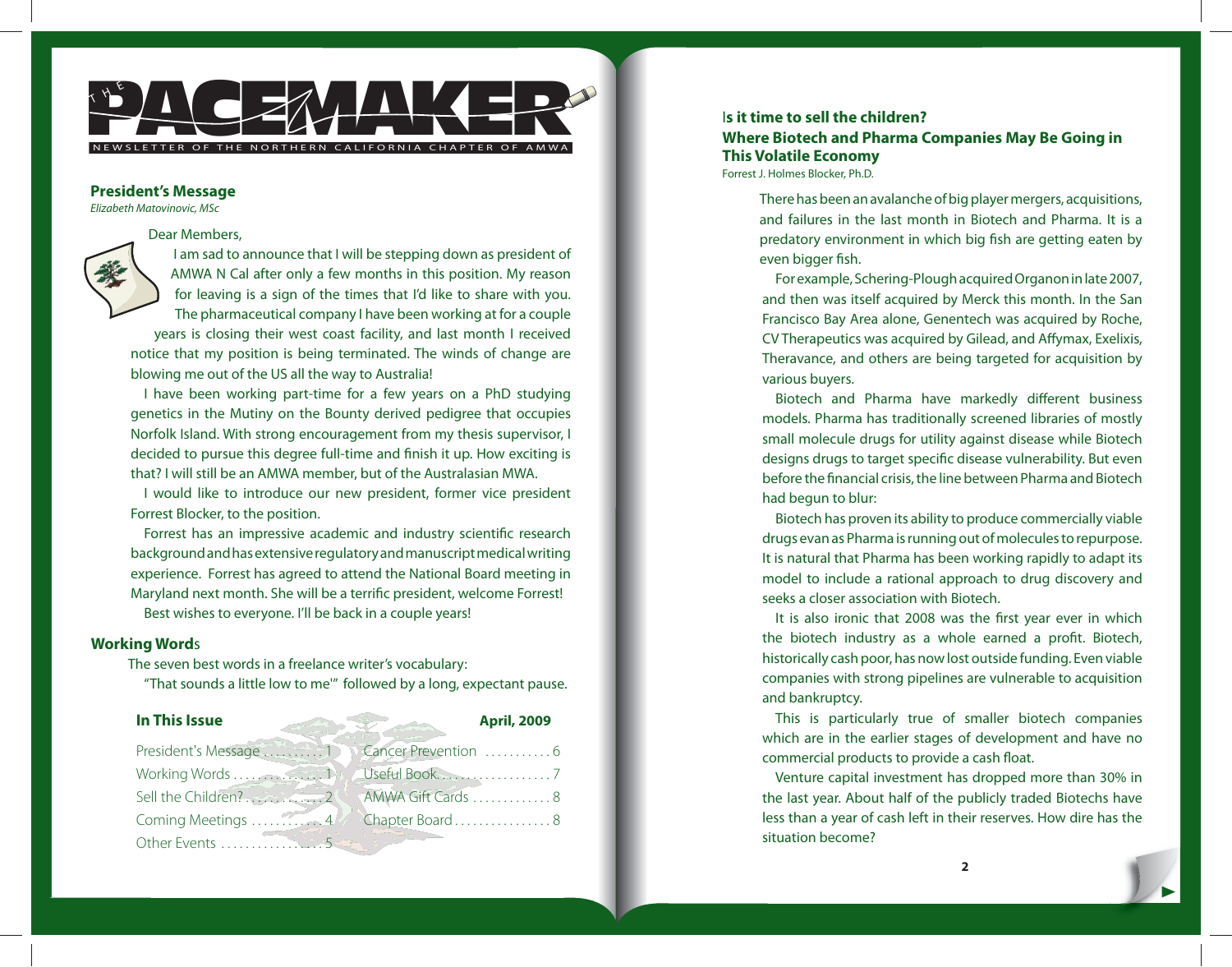# THE PACEMAKER

NEWSLETTER OF THE NORTHERN CALIFORNIA CHAPTER OF AMWA

## President's Message

*Elizabeth Matovinovic, MSc*

Dear Members,

I am sad to announce that I will be stepping down as president of AMWA N Cal after only a few months in this position. My reason for leaving is a sign of the times that I'd like to share with you. The pharmaceutical company I have been working at for a couple years is closing their west coast facility, and last month I received notice that my position is being terminated. The winds of change are blowing me out of the US all the way to Australia!

I have been working part-time for a few years on a PhD studying genetics in the Mutiny on the Bounty derived pedigree that occupies Norfolk Island. With strong encouragement from my thesis supervisor, I decided to pursue this degree full-time and finish it up. How exciting is that? I will still be an AMWA member, but of the Australasian MWA.

I would like to introduce our new president, former vice president Forrest Blocker, to the position.

Forrest has an impressive academic and industry scientific research background and has extensive regulatory and manuscript medical writing experience. Forrest has agreed to attend the National Board meeting in Maryland next month. She will be a terrific president, welcome Forrest!

Best wishes to everyone. I'll be back in a couple years!

## Working Words

The seven best words in a freelance writer's vocabulary:

"That sounds a little low to me'" followed by a long, expectant pause.

## In This Issue

April, 2009

| | | | |
|---|---|---|---|
| President's Message | 1 | Cancer Prevention | 6 |
| Working Words | 1 | Useful Book | 7 |
| Sell the Children? | 2 | AMWA Gift Cards | 8 |
| Coming Meetings | 4 | Chapter Board | 8 |
| Other Events | 5 | | |

## Is it time to sell the children? Where Biotech and Pharma Companies May Be Going in This Volatile Economy

Forrest J. Holmes Blocker, Ph.D.

There has been an avalanche of big player mergers, acquisitions, and failures in the last month in Biotech and Pharma. It is a predatory environment in which big fish are getting eaten by even bigger fish.

For example, Schering-Plough acquired Organon in late 2007, and then was itself acquired by Merck this month. In the San Francisco Bay Area alone, Genentech was acquired by Roche, CV Therapeutics was acquired by Gilead, and Affymax, Exelixis, Theravance, and others are being targeted for acquisition by various buyers.

Biotech and Pharma have markedly different business models. Pharma has traditionally screened libraries of mostly small molecule drugs for utility against disease while Biotech designs drugs to target specific disease vulnerability. But even before the financial crisis, the line between Pharma and Biotech had begun to blur:

Biotech has proven its ability to produce commercially viable drugs evan as Pharma is running out of molecules to repurpose. It is natural that Pharma has been working rapidly to adapt its model to include a rational approach to drug discovery and seeks a closer association with Biotech.

It is also ironic that 2008 was the first year ever in which the biotech industry as a whole earned a profit. Biotech, historically cash poor, has now lost outside funding. Even viable companies with strong pipelines are vulnerable to acquisition and bankruptcy.

This is particularly true of smaller biotech companies which are in the earlier stages of development and have no commercial products to provide a cash float.

Venture capital investment has dropped more than 30% in the last year. About half of the publicly traded Biotechs have less than a year of cash left in their reserves. How dire has the situation become?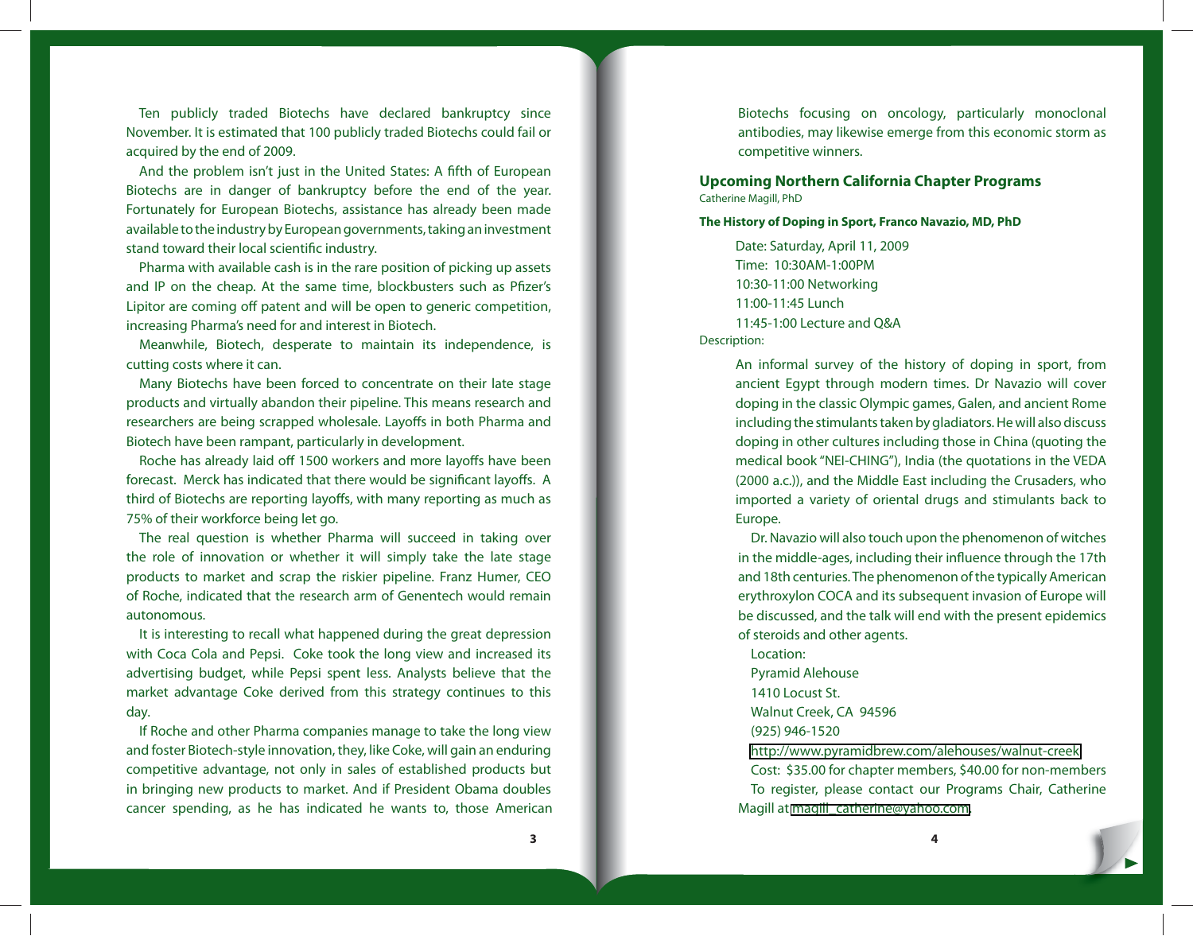Ten publicly traded Biotechs have declared bankruptcy since November. It is estimated that 100 publicly traded Biotechs could fail or acquired by the end of 2009.

And the problem isn't just in the United States: A fifth of European Biotechs are in danger of bankruptcy before the end of the year. Fortunately for European Biotechs, assistance has already been made available to the industry by European governments, taking an investment stand toward their local scientific industry.

Pharma with available cash is in the rare position of picking up assets and IP on the cheap. At the same time, blockbusters such as Pfizer's Lipitor are coming off patent and will be open to generic competition, increasing Pharma's need for and interest in Biotech.

Meanwhile, Biotech, desperate to maintain its independence, is cutting costs where it can.

Many Biotechs have been forced to concentrate on their late stage products and virtually abandon their pipeline. This means research and researchers are being scrapped wholesale. Layoffs in both Pharma and Biotech have been rampant, particularly in development.

Roche has already laid off 1500 workers and more layoffs have been forecast. Merck has indicated that there would be significant layoffs. A third of Biotechs are reporting layoffs, with many reporting as much as 75% of their workforce being let go.

The real question is whether Pharma will succeed in taking over the role of innovation or whether it will simply take the late stage products to market and scrap the riskier pipeline. Franz Humer, CEO of Roche, indicated that the research arm of Genentech would remain autonomous.

It is interesting to recall what happened during the great depression with Coca Cola and Pepsi. Coke took the long view and increased its advertising budget, while Pepsi spent less. Analysts believe that the market advantage Coke derived from this strategy continues to this day.

If Roche and other Pharma companies manage to take the long view and foster Biotech-style innovation, they, like Coke, will gain an enduring competitive advantage, not only in sales of established products but in bringing new products to market. And if President Obama doubles cancer spending, as he has indicated he wants to, those American Biotechs focusing on oncology, particularly monoclonal antibodies, may likewise emerge from this economic storm as competitive winners.

## Upcoming Northern California Chapter Programs

Catherine Magill, PhD

**The History of Doping in Sport, Franco Navazio, MD, PhD**

Date: Saturday, April 11, 2009
Time: 10:30AM-1:00PM
10:30-11:00 Networking
11:00-11:45 Lunch
11:45-1:00 Lecture and Q&A

Description:

An informal survey of the history of doping in sport, from ancient Egypt through modern times. Dr Navazio will cover doping in the classic Olympic games, Galen, and ancient Rome including the stimulants taken by gladiators. He will also discuss doping in other cultures including those in China (quoting the medical book "NEI-CHING"), India (the quotations in the VEDA (2000 a.c.)), and the Middle East including the Crusaders, who imported a variety of oriental drugs and stimulants back to Europe.

Dr. Navazio will also touch upon the phenomenon of witches in the middle-ages, including their influence through the 17th and 18th centuries. The phenomenon of the typically American erythroxylon COCA and its subsequent invasion of Europe will be discussed, and the talk will end with the present epidemics of steroids and other agents.

Location:
Pyramid Alehouse
1410 Locust St.
Walnut Creek, CA 94596
(925) 946-1520
http://www.pyramidbrew.com/alehouses/walnut-creek

Cost: $35.00 for chapter members, $40.00 for non-members

To register, please contact our Programs Chair, Catherine Magill at magill_catherine@yahoo.com.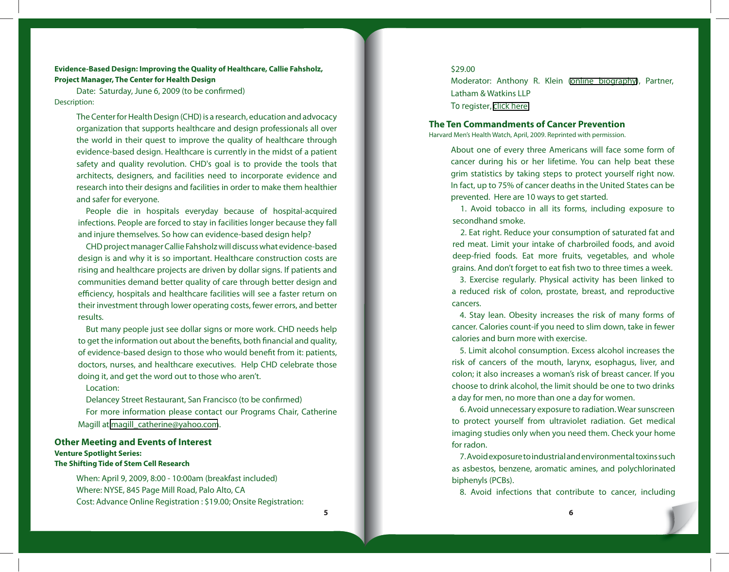**Evidence-Based Design: Improving the Quality of Healthcare, Callie Fahsholz, Project Manager, The Center for Health Design**

Date: Saturday, June 6, 2009 (to be confirmed)

Description:

The Center for Health Design (CHD) is a research, education and advocacy organization that supports healthcare and design professionals all over the world in their quest to improve the quality of healthcare through evidence-based design. Healthcare is currently in the midst of a patient safety and quality revolution. CHD's goal is to provide the tools that architects, designers, and facilities need to incorporate evidence and research into their designs and facilities in order to make them healthier and safer for everyone.

People die in hospitals everyday because of hospital-acquired infections. People are forced to stay in facilities longer because they fall and injure themselves. So how can evidence-based design help?

CHD project manager Callie Fahsholz will discuss what evidence-based design is and why it is so important. Healthcare construction costs are rising and healthcare projects are driven by dollar signs. If patients and communities demand better quality of care through better design and efficiency, hospitals and healthcare facilities will see a faster return on their investment through lower operating costs, fewer errors, and better results.

But many people just see dollar signs or more work. CHD needs help to get the information out about the benefits, both financial and quality, of evidence-based design to those who would benefit from it: patients, doctors, nurses, and healthcare executives. Help CHD celebrate those doing it, and get the word out to those who aren't.

Location:

Delancey Street Restaurant, San Francisco (to be confirmed)

For more information please contact our Programs Chair, Catherine Magill at magill_catherine@yahoo.com.

## Other Meeting and Events of Interest

**Venture Spotlight Series:**
**The Shifting Tide of Stem Cell Research**

When: April 9, 2009, 8:00 - 10:00am (breakfast included)
Where: NYSE, 845 Page Mill Road, Palo Alto, CA
Cost: Advance Online Registration : $19.00; Onsite Registration: $29.00
Moderator: Anthony R. Klein (online biography), Partner, Latham & Watkins LLP
To register, click here

## The Ten Commandments of Cancer Prevention

Harvard Men's Health Watch, April, 2009. Reprinted with permission.

About one of every three Americans will face some form of cancer during his or her lifetime. You can help beat these grim statistics by taking steps to protect yourself right now. In fact, up to 75% of cancer deaths in the United States can be prevented. Here are 10 ways to get started.

1. Avoid tobacco in all its forms, including exposure to secondhand smoke.
2. Eat right. Reduce your consumption of saturated fat and red meat. Limit your intake of charbroiled foods, and avoid deep-fried foods. Eat more fruits, vegetables, and whole grains. And don't forget to eat fish two to three times a week.
3. Exercise regularly. Physical activity has been linked to a reduced risk of colon, prostate, breast, and reproductive cancers.
4. Stay lean. Obesity increases the risk of many forms of cancer. Calories count-if you need to slim down, take in fewer calories and burn more with exercise.
5. Limit alcohol consumption. Excess alcohol increases the risk of cancers of the mouth, larynx, esophagus, liver, and colon; it also increases a woman's risk of breast cancer. If you choose to drink alcohol, the limit should be one to two drinks a day for men, no more than one a day for women.
6. Avoid unnecessary exposure to radiation. Wear sunscreen to protect yourself from ultraviolet radiation. Get medical imaging studies only when you need them. Check your home for radon.
7. Avoid exposure to industrial and environmental toxins such as asbestos, benzene, aromatic amines, and polychlorinated biphenyls (PCBs).
8. Avoid infections that contribute to cancer, including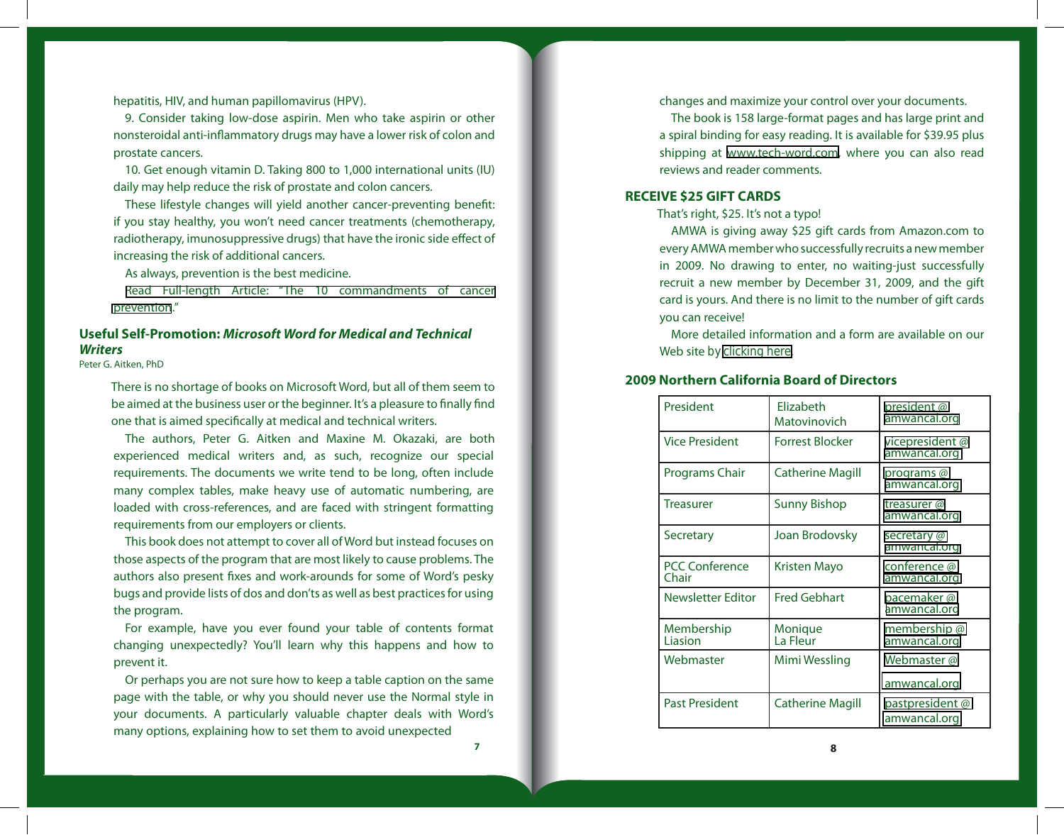hepatitis, HIV, and human papillomavirus (HPV).

9. Consider taking low-dose aspirin. Men who take aspirin or other nonsteroidal anti-inflammatory drugs may have a lower risk of colon and prostate cancers.

10. Get enough vitamin D. Taking 800 to 1,000 international units (IU) daily may help reduce the risk of prostate and colon cancers.

These lifestyle changes will yield another cancer-preventing benefit: if you stay healthy, you won't need cancer treatments (chemotherapy, radiotherapy, imunosuppressive drugs) that have the ironic side effect of increasing the risk of additional cancers.

As always, prevention is the best medicine.

Read Full-length Article: "The 10 commandments of cancer prevention."

### Useful Self-Promotion: *Microsoft Word for Medical and Technical Writers*

Peter G. Aitken, PhD

There is no shortage of books on Microsoft Word, but all of them seem to be aimed at the business user or the beginner. It's a pleasure to finally find one that is aimed specifically at medical and technical writers.

The authors, Peter G. Aitken and Maxine M. Okazaki, are both experienced medical writers and, as such, recognize our special requirements. The documents we write tend to be long, often include many complex tables, make heavy use of automatic numbering, are loaded with cross-references, and are faced with stringent formatting requirements from our employers or clients.

This book does not attempt to cover all of Word but instead focuses on those aspects of the program that are most likely to cause problems. The authors also present fixes and work-arounds for some of Word's pesky bugs and provide lists of dos and don'ts as well as best practices for using the program.

For example, have you ever found your table of contents format changing unexpectedly? You'll learn why this happens and how to prevent it.

Or perhaps you are not sure how to keep a table caption on the same page with the table, or why you should never use the Normal style in your documents. A particularly valuable chapter deals with Word's many options, explaining how to set them to avoid unexpected changes and maximize your control over your documents.

The book is 158 large-format pages and has large print and a spiral binding for easy reading. It is available for $39.95 plus shipping at www.tech-word.com, where you can also read reviews and reader comments.

### RECEIVE $25 GIFT CARDS

That's right, $25. It's not a typo!

AMWA is giving away $25 gift cards from Amazon.com to every AMWA member who successfully recruits a new member in 2009. No drawing to enter, no waiting-just successfully recruit a new member by December 31, 2009, and the gift card is yours. And there is no limit to the number of gift cards you can receive!

More detailed information and a form are available on our Web site by clicking here.

### 2009 Northern California Board of Directors

| | | |
|---|---|---|
| President | Elizabeth Matovinovich | president @ amwancal.org |
| Vice President | Forrest Blocker | vicepresident @ amwancal.org |
| Programs Chair | Catherine Magill | programs @ amwancal.org |
| Treasurer | Sunny Bishop | treasurer @ amwancal.org |
| Secretary | Joan Brodovsky | secretary @ amwancal.org |
| PCC Conference Chair | Kristen Mayo | conference @ amwancal.org |
| Newsletter Editor | Fred Gebhart | pacemaker @ amwancal.org |
| Membership Liasion | Monique La Fleur | membership @ amwancal.org |
| Webmaster | Mimi Wessling | Webmaster @ amwancal.org |
| Past President | Catherine Magill | pastpresident @ amwancal.org |